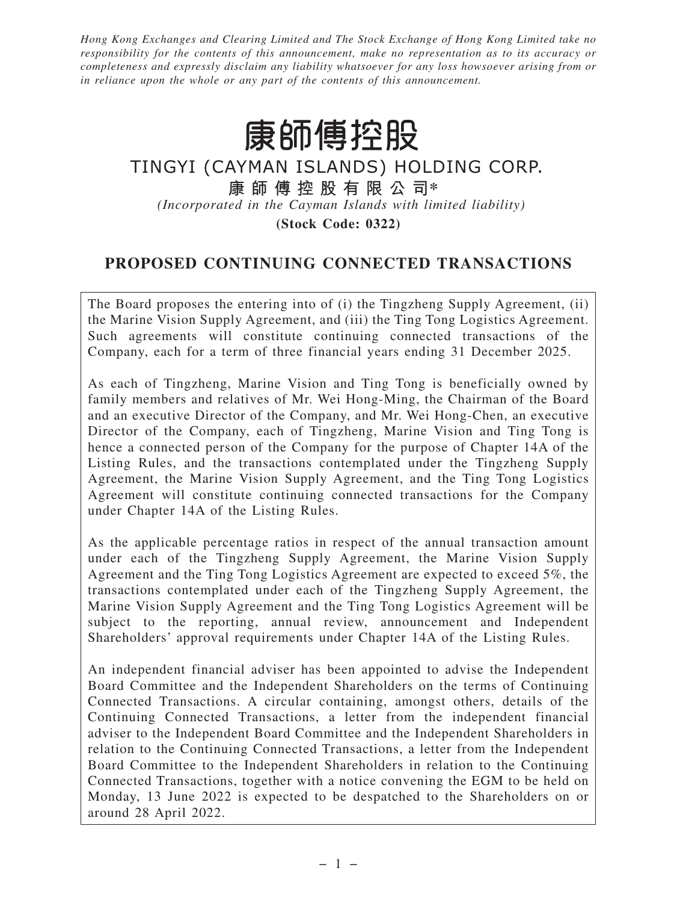*Hong Kong Exchanges and Clearing Limited and The Stock Exchange of Hong Kong Limited take no responsibility for the contents of this announcement, make no representation as to its accuracy or completeness and expressly disclaim any liability whatsoever for any loss howsoever arising from or in reliance upon the whole or any part of the contents of this announcement.*

# 康師傅控股

# TINGYI (CAYMAN ISLANDS) HOLDING CORP.

**康師傅控股有限公司***

*(Incorporated in the Cayman Islands with limited liability)*

**(Stock Code: 0322)**

## PROPOSED CONTINUING CONNECTED TRANSACTIONS

The Board proposes the entering into of (i) the Tingzheng Supply Agreement, (ii) the Marine Vision Supply Agreement, and (iii) the Ting Tong Logistics Agreement. Such agreements will constitute continuing connected transactions of the Company, each for a term of three financial years ending 31 December 2025.

As each of Tingzheng, Marine Vision and Ting Tong is beneficially owned by family members and relatives of Mr. Wei Hong-Ming, the Chairman of the Board and an executive Director of the Company, and Mr. Wei Hong-Chen, an executive Director of the Company, each of Tingzheng, Marine Vision and Ting Tong is hence a connected person of the Company for the purpose of Chapter 14A of the Listing Rules, and the transactions contemplated under the Tingzheng Supply Agreement, the Marine Vision Supply Agreement, and the Ting Tong Logistics Agreement will constitute continuing connected transactions for the Company under Chapter 14A of the Listing Rules.

As the applicable percentage ratios in respect of the annual transaction amount under each of the Tingzheng Supply Agreement, the Marine Vision Supply Agreement and the Ting Tong Logistics Agreement are expected to exceed 5%, the transactions contemplated under each of the Tingzheng Supply Agreement, the Marine Vision Supply Agreement and the Ting Tong Logistics Agreement will be subject to the reporting, annual review, announcement and Independent Shareholders' approval requirements under Chapter 14A of the Listing Rules.

An independent financial adviser has been appointed to advise the Independent Board Committee and the Independent Shareholders on the terms of Continuing Connected Transactions. A circular containing, amongst others, details of the Continuing Connected Transactions, a letter from the independent financial adviser to the Independent Board Committee and the Independent Shareholders in relation to the Continuing Connected Transactions, a letter from the Independent Board Committee to the Independent Shareholders in relation to the Continuing Connected Transactions, together with a notice convening the EGM to be held on Monday, 13 June 2022 is expected to be despatched to the Shareholders on or around 28 April 2022.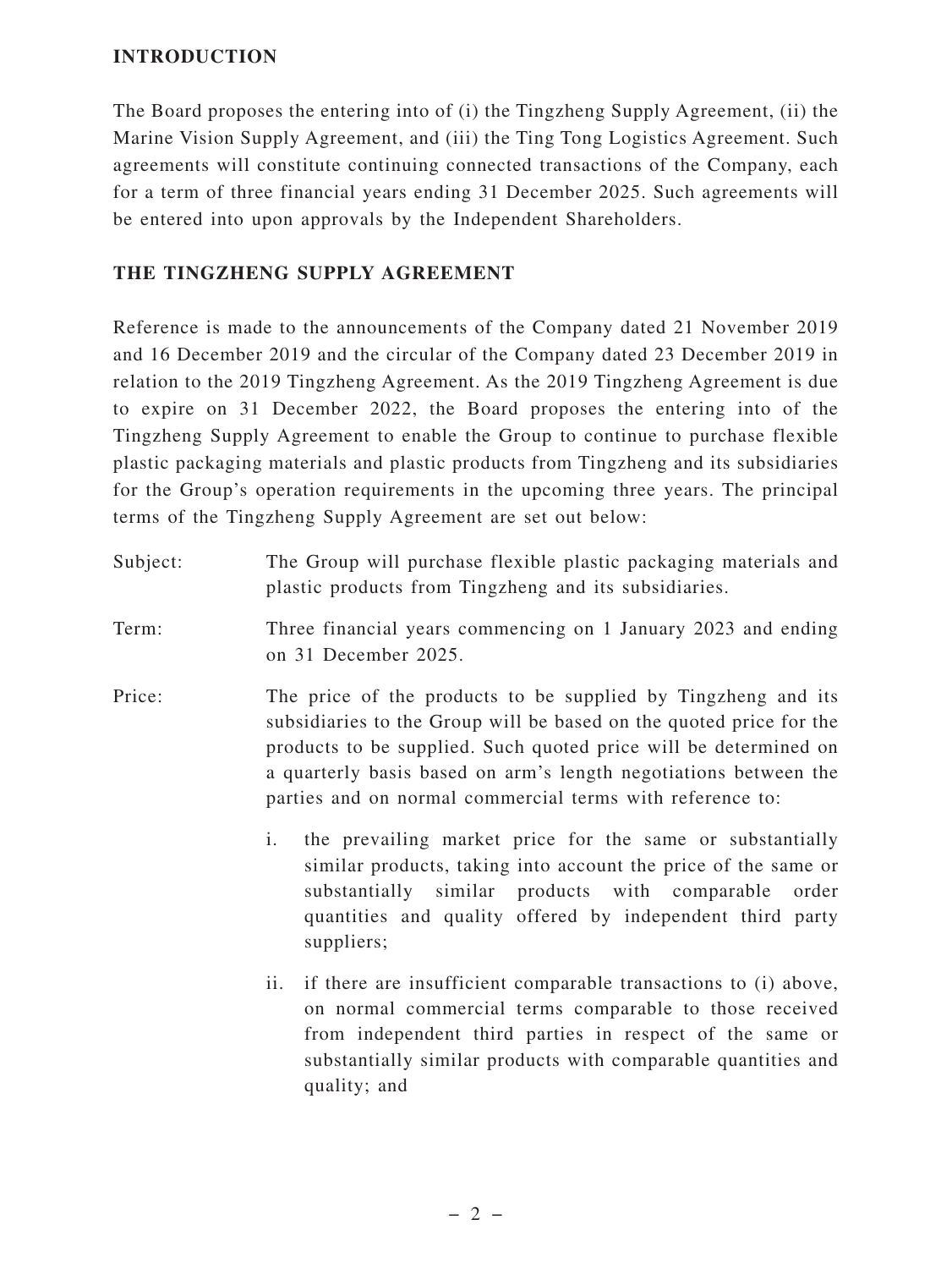## INTRODUCTION

The Board proposes the entering into of (i) the Tingzheng Supply Agreement, (ii) the Marine Vision Supply Agreement, and (iii) the Ting Tong Logistics Agreement. Such agreements will constitute continuing connected transactions of the Company, each for a term of three financial years ending 31 December 2025. Such agreements will be entered into upon approvals by the Independent Shareholders.

## THE TINGZHENG SUPPLY AGREEMENT

Reference is made to the announcements of the Company dated 21 November 2019 and 16 December 2019 and the circular of the Company dated 23 December 2019 in relation to the 2019 Tingzheng Agreement. As the 2019 Tingzheng Agreement is due to expire on 31 December 2022, the Board proposes the entering into of the Tingzheng Supply Agreement to enable the Group to continue to purchase flexible plastic packaging materials and plastic products from Tingzheng and its subsidiaries for the Group's operation requirements in the upcoming three years. The principal terms of the Tingzheng Supply Agreement are set out below:

Subject: The Group will purchase flexible plastic packaging materials and plastic products from Tingzheng and its subsidiaries.

Term: Three financial years commencing on 1 January 2023 and ending on 31 December 2025.

Price: The price of the products to be supplied by Tingzheng and its subsidiaries to the Group will be based on the quoted price for the products to be supplied. Such quoted price will be determined on a quarterly basis based on arm's length negotiations between the parties and on normal commercial terms with reference to:

i. the prevailing market price for the same or substantially similar products, taking into account the price of the same or substantially similar products with comparable order quantities and quality offered by independent third party suppliers;

ii. if there are insufficient comparable transactions to (i) above, on normal commercial terms comparable to those received from independent third parties in respect of the same or substantially similar products with comparable quantities and quality; and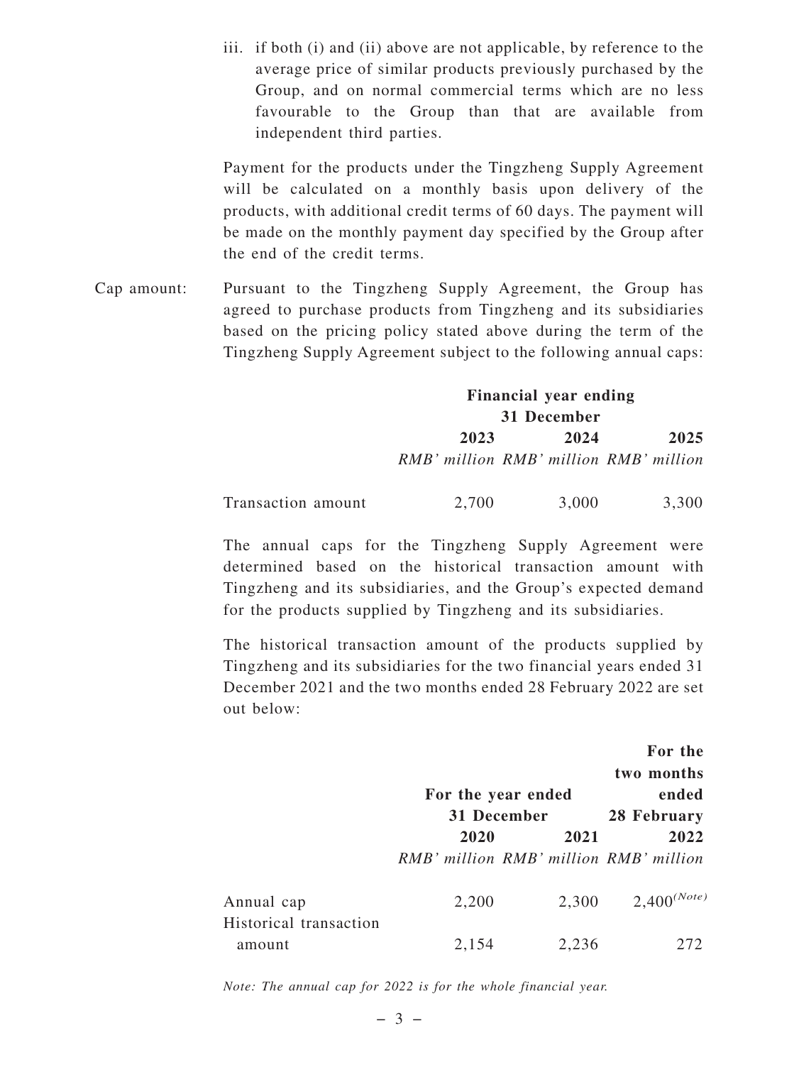iii. if both (i) and (ii) above are not applicable, by reference to the average price of similar products previously purchased by the Group, and on normal commercial terms which are no less favourable to the Group than that are available from independent third parties.

Payment for the products under the Tingzheng Supply Agreement will be calculated on a monthly basis upon delivery of the products, with additional credit terms of 60 days. The payment will be made on the monthly payment day specified by the Group after the end of the credit terms.

Cap amount: Pursuant to the Tingzheng Supply Agreement, the Group has agreed to purchase products from Tingzheng and its subsidiaries based on the pricing policy stated above during the term of the Tingzheng Supply Agreement subject to the following annual caps:

| | **Financial year ending 31 December** | | |
|---|---|---|---|
| | **2023** | **2024** | **2025** |
| | *RMB' million* | *RMB' million* | *RMB' million* |
| Transaction amount | 2,700 | 3,000 | 3,300 |

The annual caps for the Tingzheng Supply Agreement were determined based on the historical transaction amount with Tingzheng and its subsidiaries, and the Group's expected demand for the products supplied by Tingzheng and its subsidiaries.

The historical transaction amount of the products supplied by Tingzheng and its subsidiaries for the two financial years ended 31 December 2021 and the two months ended 28 February 2022 are set out below:

| | **For the year ended 31 December** | | **For the two months ended 28 February** |
|---|---|---|---|
| | **2020** | **2021** | **2022** |
| | *RMB' million* | *RMB' million* | *RMB' million* |
| Annual cap | 2,200 | 2,300 | 2,400 *(Note)* |
| Historical transaction amount | 2,154 | 2,236 | 272 |

*Note: The annual cap for 2022 is for the whole financial year.*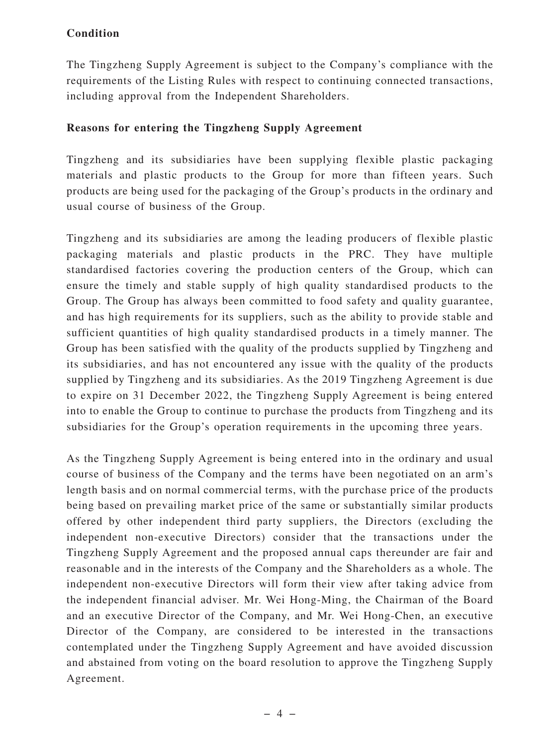**Condition**

The Tingzheng Supply Agreement is subject to the Company's compliance with the requirements of the Listing Rules with respect to continuing connected transactions, including approval from the Independent Shareholders.

**Reasons for entering the Tingzheng Supply Agreement**

Tingzheng and its subsidiaries have been supplying flexible plastic packaging materials and plastic products to the Group for more than fifteen years. Such products are being used for the packaging of the Group's products in the ordinary and usual course of business of the Group.

Tingzheng and its subsidiaries are among the leading producers of flexible plastic packaging materials and plastic products in the PRC. They have multiple standardised factories covering the production centers of the Group, which can ensure the timely and stable supply of high quality standardised products to the Group. The Group has always been committed to food safety and quality guarantee, and has high requirements for its suppliers, such as the ability to provide stable and sufficient quantities of high quality standardised products in a timely manner. The Group has been satisfied with the quality of the products supplied by Tingzheng and its subsidiaries, and has not encountered any issue with the quality of the products supplied by Tingzheng and its subsidiaries. As the 2019 Tingzheng Agreement is due to expire on 31 December 2022, the Tingzheng Supply Agreement is being entered into to enable the Group to continue to purchase the products from Tingzheng and its subsidiaries for the Group's operation requirements in the upcoming three years.

As the Tingzheng Supply Agreement is being entered into in the ordinary and usual course of business of the Company and the terms have been negotiated on an arm's length basis and on normal commercial terms, with the purchase price of the products being based on prevailing market price of the same or substantially similar products offered by other independent third party suppliers, the Directors (excluding the independent non-executive Directors) consider that the transactions under the Tingzheng Supply Agreement and the proposed annual caps thereunder are fair and reasonable and in the interests of the Company and the Shareholders as a whole. The independent non-executive Directors will form their view after taking advice from the independent financial adviser. Mr. Wei Hong-Ming, the Chairman of the Board and an executive Director of the Company, and Mr. Wei Hong-Chen, an executive Director of the Company, are considered to be interested in the transactions contemplated under the Tingzheng Supply Agreement and have avoided discussion and abstained from voting on the board resolution to approve the Tingzheng Supply Agreement.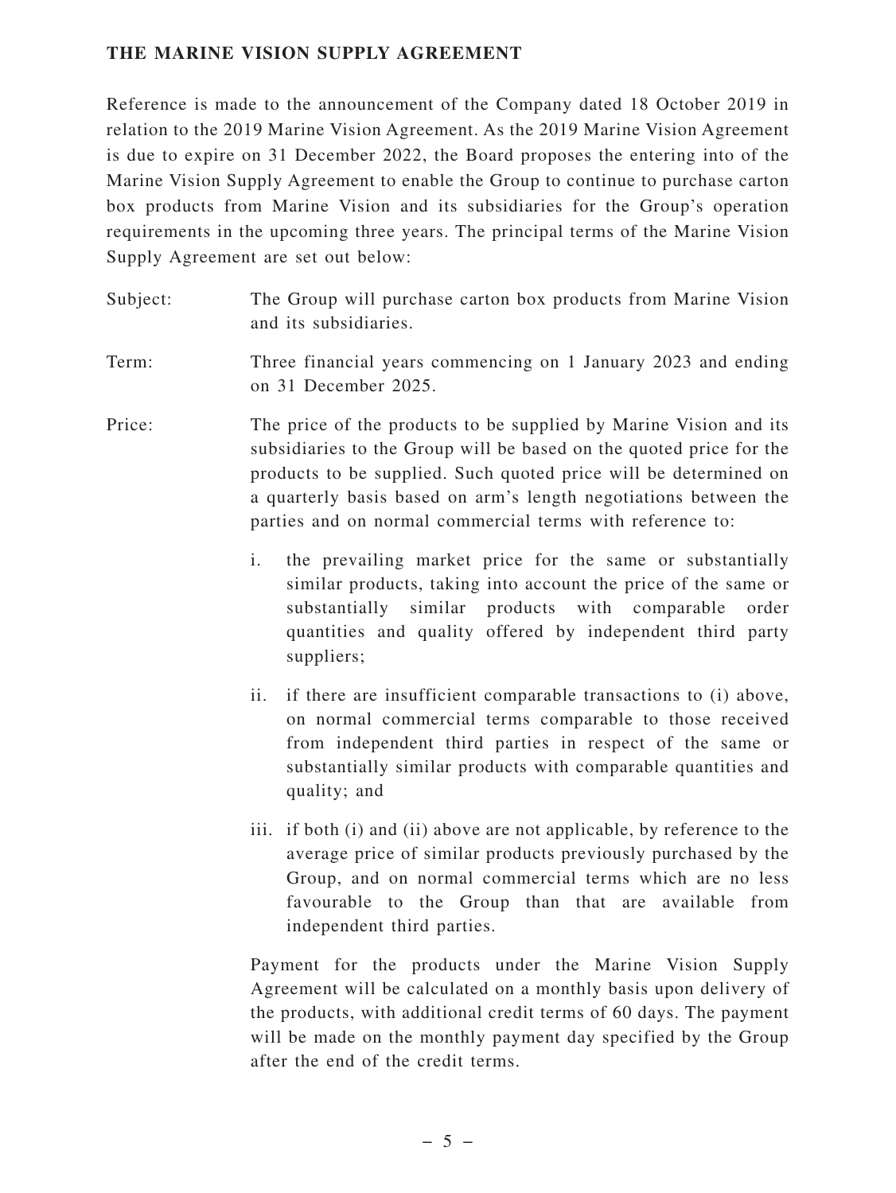## THE MARINE VISION SUPPLY AGREEMENT

Reference is made to the announcement of the Company dated 18 October 2019 in relation to the 2019 Marine Vision Agreement. As the 2019 Marine Vision Agreement is due to expire on 31 December 2022, the Board proposes the entering into of the Marine Vision Supply Agreement to enable the Group to continue to purchase carton box products from Marine Vision and its subsidiaries for the Group's operation requirements in the upcoming three years. The principal terms of the Marine Vision Supply Agreement are set out below:

Subject: The Group will purchase carton box products from Marine Vision and its subsidiaries.

Term: Three financial years commencing on 1 January 2023 and ending on 31 December 2025.

Price: The price of the products to be supplied by Marine Vision and its subsidiaries to the Group will be based on the quoted price for the products to be supplied. Such quoted price will be determined on a quarterly basis based on arm's length negotiations between the parties and on normal commercial terms with reference to:

i. the prevailing market price for the same or substantially similar products, taking into account the price of the same or substantially similar products with comparable order quantities and quality offered by independent third party suppliers;

ii. if there are insufficient comparable transactions to (i) above, on normal commercial terms comparable to those received from independent third parties in respect of the same or substantially similar products with comparable quantities and quality; and

iii. if both (i) and (ii) above are not applicable, by reference to the average price of similar products previously purchased by the Group, and on normal commercial terms which are no less favourable to the Group than that are available from independent third parties.

Payment for the products under the Marine Vision Supply Agreement will be calculated on a monthly basis upon delivery of the products, with additional credit terms of 60 days. The payment will be made on the monthly payment day specified by the Group after the end of the credit terms.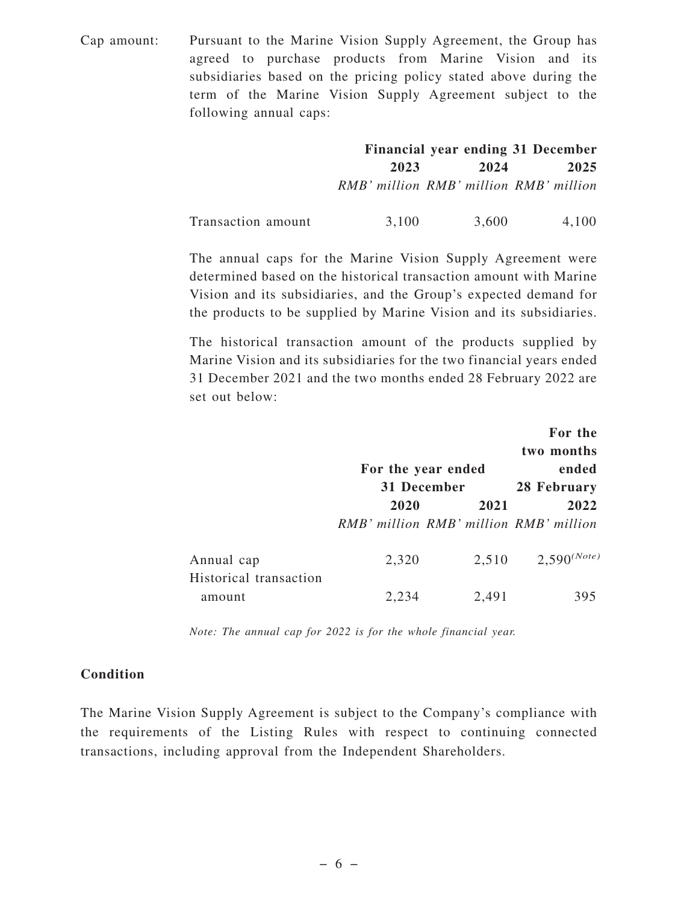Cap amount: Pursuant to the Marine Vision Supply Agreement, the Group has agreed to purchase products from Marine Vision and its subsidiaries based on the pricing policy stated above during the term of the Marine Vision Supply Agreement subject to the following annual caps:

| | Financial year ending 31 December | | |
|---|---|---|---|
| | **2023** | **2024** | **2025** |
| | *RMB' million* | *RMB' million* | *RMB' million* |
| Transaction amount | 3,100 | 3,600 | 4,100 |

The annual caps for the Marine Vision Supply Agreement were determined based on the historical transaction amount with Marine Vision and its subsidiaries, and the Group's expected demand for the products to be supplied by Marine Vision and its subsidiaries.

The historical transaction amount of the products supplied by Marine Vision and its subsidiaries for the two financial years ended 31 December 2021 and the two months ended 28 February 2022 are set out below:

| | **For the year ended 31 December** | | **For the two months ended 28 February** |
|---|---|---|---|
| | **2020** | **2021** | **2022** |
| | *RMB' million* | *RMB' million* | *RMB' million* |
| Annual cap | 2,320 | 2,510 | 2,590*(Note)* |
| Historical transaction amount | 2,234 | 2,491 | 395 |

*Note: The annual cap for 2022 is for the whole financial year.*

**Condition**

The Marine Vision Supply Agreement is subject to the Company's compliance with the requirements of the Listing Rules with respect to continuing connected transactions, including approval from the Independent Shareholders.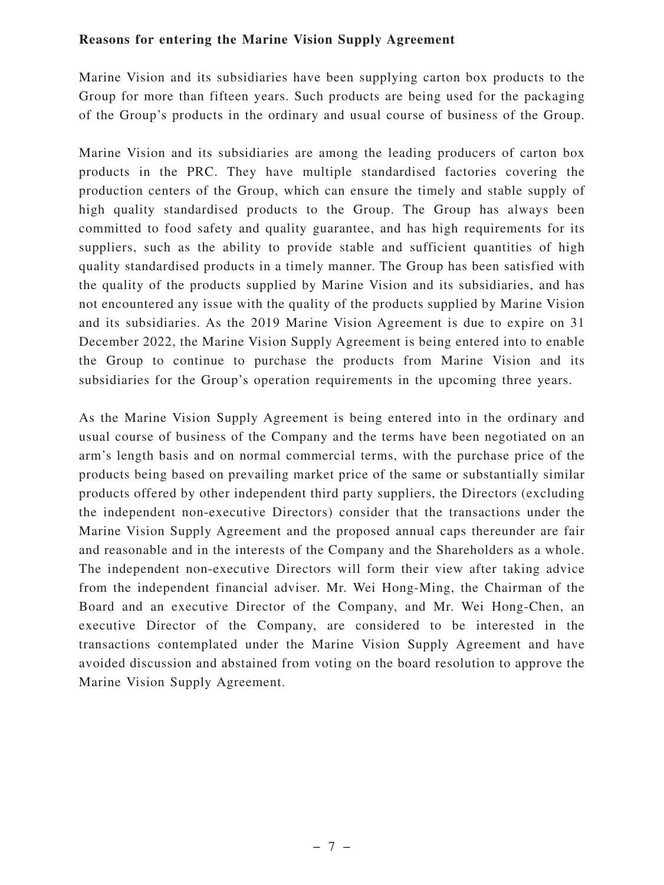**Reasons for entering the Marine Vision Supply Agreement**

Marine Vision and its subsidiaries have been supplying carton box products to the Group for more than fifteen years. Such products are being used for the packaging of the Group's products in the ordinary and usual course of business of the Group.

Marine Vision and its subsidiaries are among the leading producers of carton box products in the PRC. They have multiple standardised factories covering the production centers of the Group, which can ensure the timely and stable supply of high quality standardised products to the Group. The Group has always been committed to food safety and quality guarantee, and has high requirements for its suppliers, such as the ability to provide stable and sufficient quantities of high quality standardised products in a timely manner. The Group has been satisfied with the quality of the products supplied by Marine Vision and its subsidiaries, and has not encountered any issue with the quality of the products supplied by Marine Vision and its subsidiaries. As the 2019 Marine Vision Agreement is due to expire on 31 December 2022, the Marine Vision Supply Agreement is being entered into to enable the Group to continue to purchase the products from Marine Vision and its subsidiaries for the Group's operation requirements in the upcoming three years.

As the Marine Vision Supply Agreement is being entered into in the ordinary and usual course of business of the Company and the terms have been negotiated on an arm's length basis and on normal commercial terms, with the purchase price of the products being based on prevailing market price of the same or substantially similar products offered by other independent third party suppliers, the Directors (excluding the independent non-executive Directors) consider that the transactions under the Marine Vision Supply Agreement and the proposed annual caps thereunder are fair and reasonable and in the interests of the Company and the Shareholders as a whole. The independent non-executive Directors will form their view after taking advice from the independent financial adviser. Mr. Wei Hong-Ming, the Chairman of the Board and an executive Director of the Company, and Mr. Wei Hong-Chen, an executive Director of the Company, are considered to be interested in the transactions contemplated under the Marine Vision Supply Agreement and have avoided discussion and abstained from voting on the board resolution to approve the Marine Vision Supply Agreement.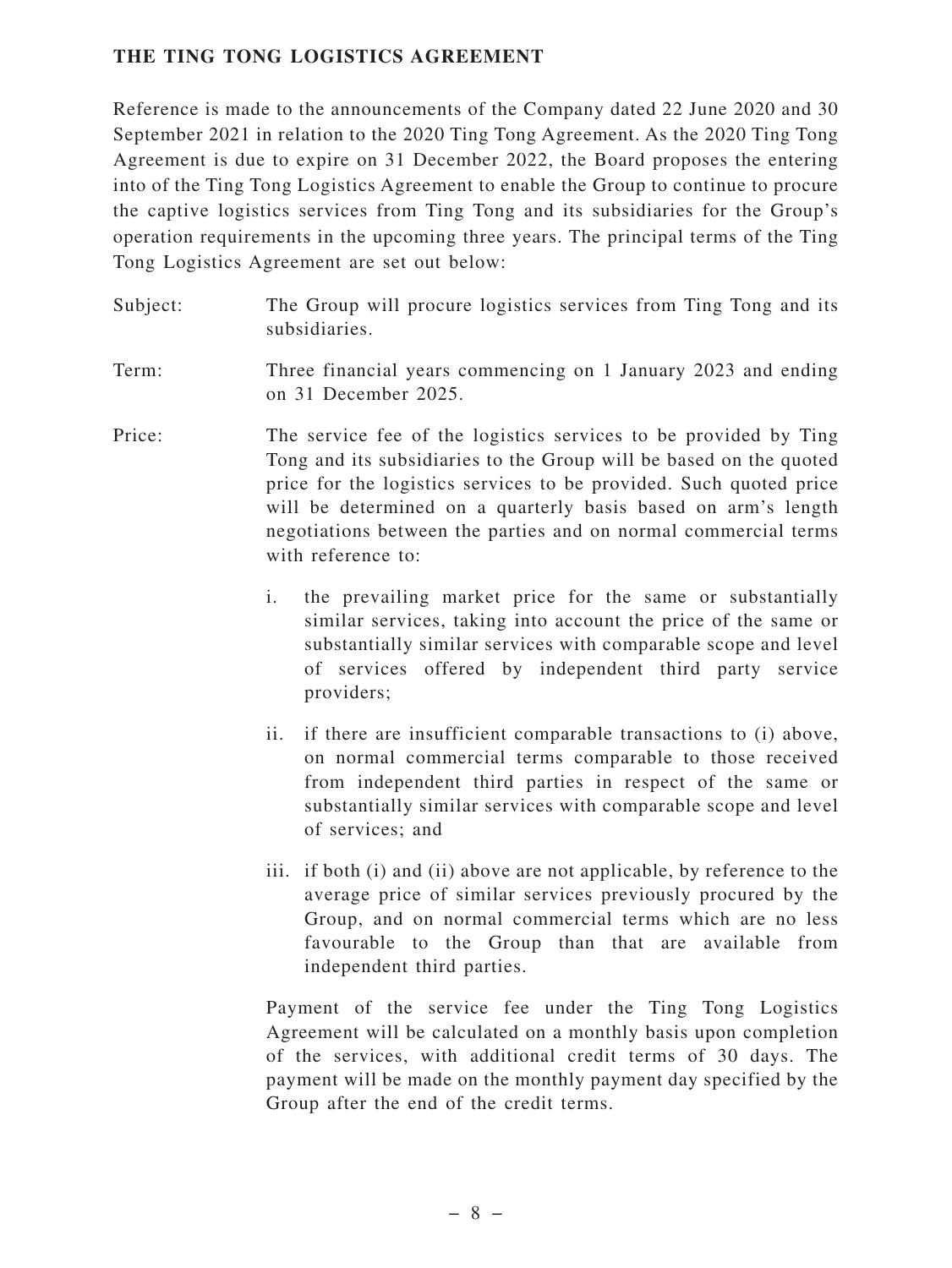**THE TING TONG LOGISTICS AGREEMENT**

Reference is made to the announcements of the Company dated 22 June 2020 and 30 September 2021 in relation to the 2020 Ting Tong Agreement. As the 2020 Ting Tong Agreement is due to expire on 31 December 2022, the Board proposes the entering into of the Ting Tong Logistics Agreement to enable the Group to continue to procure the captive logistics services from Ting Tong and its subsidiaries for the Group's operation requirements in the upcoming three years. The principal terms of the Ting Tong Logistics Agreement are set out below:

Subject: The Group will procure logistics services from Ting Tong and its subsidiaries.

Term: Three financial years commencing on 1 January 2023 and ending on 31 December 2025.

Price: The service fee of the logistics services to be provided by Ting Tong and its subsidiaries to the Group will be based on the quoted price for the logistics services to be provided. Such quoted price will be determined on a quarterly basis based on arm's length negotiations between the parties and on normal commercial terms with reference to:

i. the prevailing market price for the same or substantially similar services, taking into account the price of the same or substantially similar services with comparable scope and level of services offered by independent third party service providers;

ii. if there are insufficient comparable transactions to (i) above, on normal commercial terms comparable to those received from independent third parties in respect of the same or substantially similar services with comparable scope and level of services; and

iii. if both (i) and (ii) above are not applicable, by reference to the average price of similar services previously procured by the Group, and on normal commercial terms which are no less favourable to the Group than that are available from independent third parties.

Payment of the service fee under the Ting Tong Logistics Agreement will be calculated on a monthly basis upon completion of the services, with additional credit terms of 30 days. The payment will be made on the monthly payment day specified by the Group after the end of the credit terms.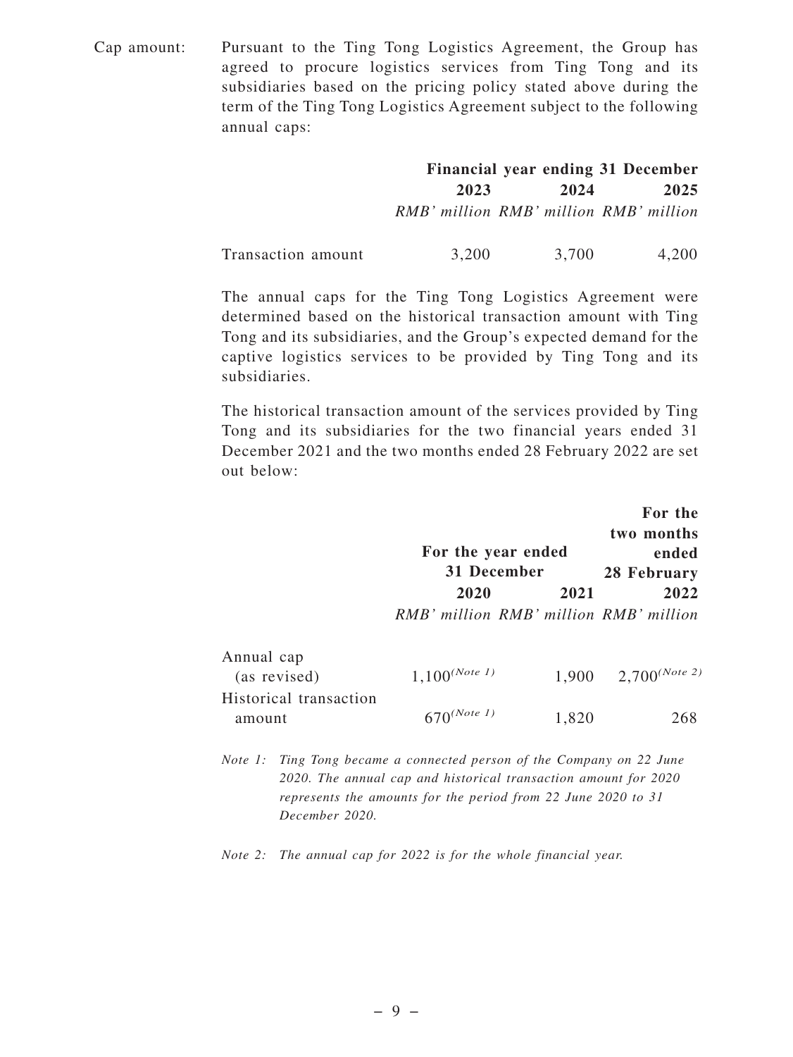Cap amount: Pursuant to the Ting Tong Logistics Agreement, the Group has agreed to procure logistics services from Ting Tong and its subsidiaries based on the pricing policy stated above during the term of the Ting Tong Logistics Agreement subject to the following annual caps:

| | **Financial year ending 31 December** | | |
|---|---|---|---|
| | **2023** | **2024** | **2025** |
| | *RMB' million* | *RMB' million* | *RMB' million* |
| Transaction amount | 3,200 | 3,700 | 4,200 |

The annual caps for the Ting Tong Logistics Agreement were determined based on the historical transaction amount with Ting Tong and its subsidiaries, and the Group's expected demand for the captive logistics services to be provided by Ting Tong and its subsidiaries.

The historical transaction amount of the services provided by Ting Tong and its subsidiaries for the two financial years ended 31 December 2021 and the two months ended 28 February 2022 are set out below:

| | **For the year ended 31 December** | | **For the two months ended 28 February** |
|---|---|---|---|
| | **2020** | **2021** | **2022** |
| | *RMB' million* | *RMB' million* | *RMB' million* |
| Annual cap (as revised) | 1,100 *(Note 1)* | 1,900 | 2,700 *(Note 2)* |
| Historical transaction amount | 670 *(Note 1)* | 1,820 | 268 |

*Note 1: Ting Tong became a connected person of the Company on 22 June 2020. The annual cap and historical transaction amount for 2020 represents the amounts for the period from 22 June 2020 to 31 December 2020.*

*Note 2: The annual cap for 2022 is for the whole financial year.*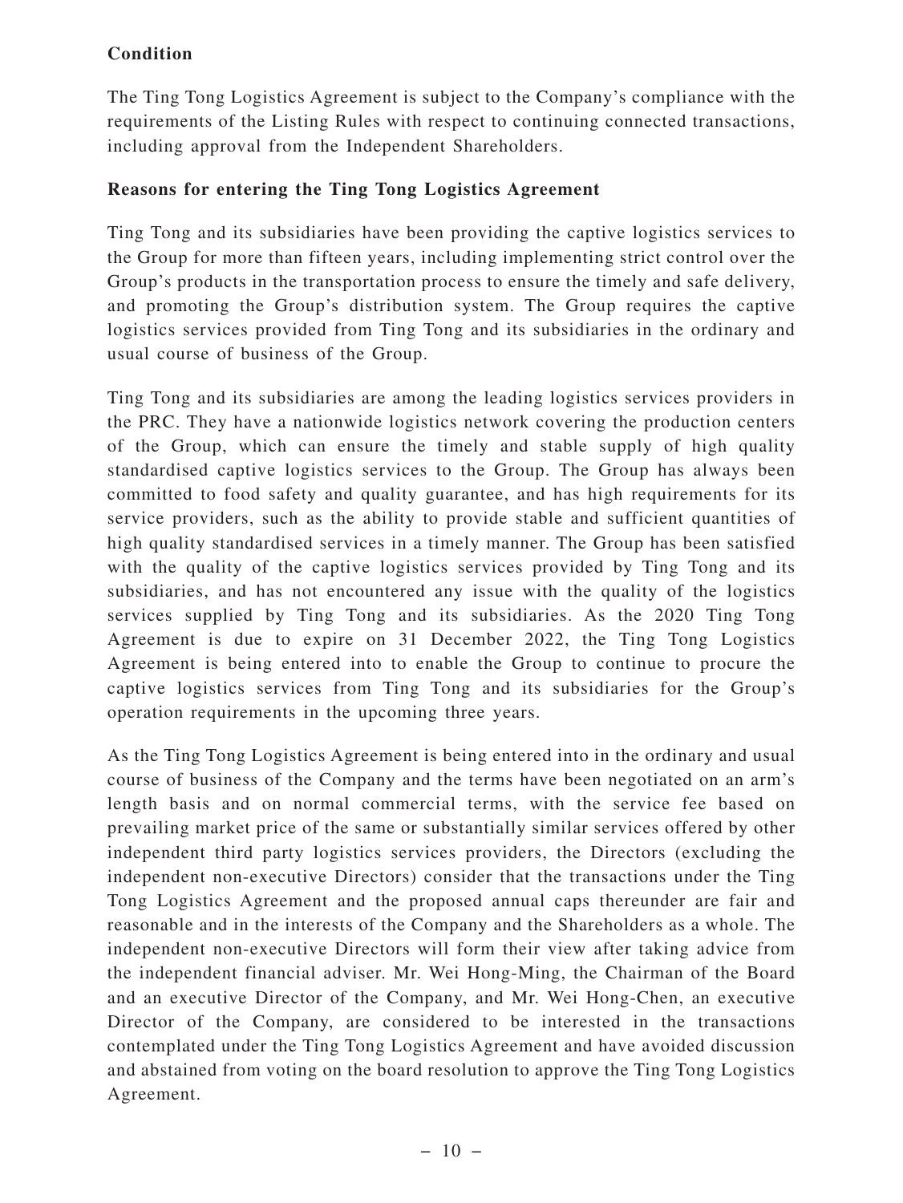**Condition**

The Ting Tong Logistics Agreement is subject to the Company's compliance with the requirements of the Listing Rules with respect to continuing connected transactions, including approval from the Independent Shareholders.

**Reasons for entering the Ting Tong Logistics Agreement**

Ting Tong and its subsidiaries have been providing the captive logistics services to the Group for more than fifteen years, including implementing strict control over the Group's products in the transportation process to ensure the timely and safe delivery, and promoting the Group's distribution system. The Group requires the captive logistics services provided from Ting Tong and its subsidiaries in the ordinary and usual course of business of the Group.

Ting Tong and its subsidiaries are among the leading logistics services providers in the PRC. They have a nationwide logistics network covering the production centers of the Group, which can ensure the timely and stable supply of high quality standardised captive logistics services to the Group. The Group has always been committed to food safety and quality guarantee, and has high requirements for its service providers, such as the ability to provide stable and sufficient quantities of high quality standardised services in a timely manner. The Group has been satisfied with the quality of the captive logistics services provided by Ting Tong and its subsidiaries, and has not encountered any issue with the quality of the logistics services supplied by Ting Tong and its subsidiaries. As the 2020 Ting Tong Agreement is due to expire on 31 December 2022, the Ting Tong Logistics Agreement is being entered into to enable the Group to continue to procure the captive logistics services from Ting Tong and its subsidiaries for the Group's operation requirements in the upcoming three years.

As the Ting Tong Logistics Agreement is being entered into in the ordinary and usual course of business of the Company and the terms have been negotiated on an arm's length basis and on normal commercial terms, with the service fee based on prevailing market price of the same or substantially similar services offered by other independent third party logistics services providers, the Directors (excluding the independent non-executive Directors) consider that the transactions under the Ting Tong Logistics Agreement and the proposed annual caps thereunder are fair and reasonable and in the interests of the Company and the Shareholders as a whole. The independent non-executive Directors will form their view after taking advice from the independent financial adviser. Mr. Wei Hong-Ming, the Chairman of the Board and an executive Director of the Company, and Mr. Wei Hong-Chen, an executive Director of the Company, are considered to be interested in the transactions contemplated under the Ting Tong Logistics Agreement and have avoided discussion and abstained from voting on the board resolution to approve the Ting Tong Logistics Agreement.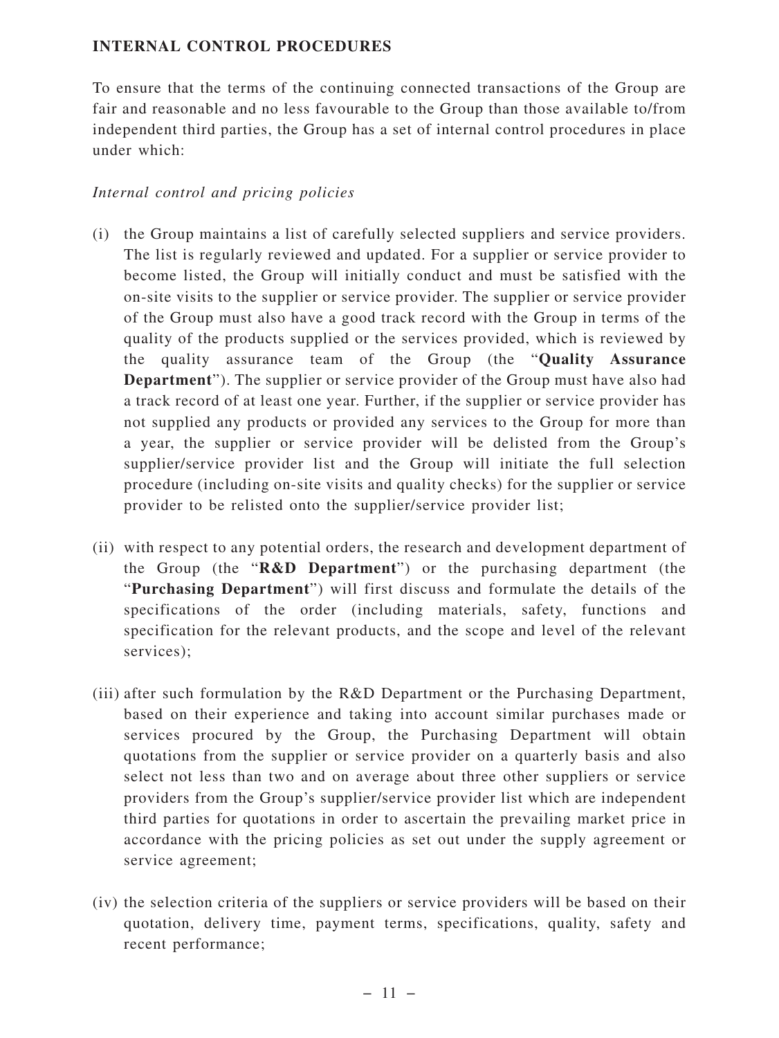## INTERNAL CONTROL PROCEDURES

To ensure that the terms of the continuing connected transactions of the Group are fair and reasonable and no less favourable to the Group than those available to/from independent third parties, the Group has a set of internal control procedures in place under which:

*Internal control and pricing policies*

(i) the Group maintains a list of carefully selected suppliers and service providers. The list is regularly reviewed and updated. For a supplier or service provider to become listed, the Group will initially conduct and must be satisfied with the on-site visits to the supplier or service provider. The supplier or service provider of the Group must also have a good track record with the Group in terms of the quality of the products supplied or the services provided, which is reviewed by the quality assurance team of the Group (the "**Quality Assurance Department**"). The supplier or service provider of the Group must have also had a track record of at least one year. Further, if the supplier or service provider has not supplied any products or provided any services to the Group for more than a year, the supplier or service provider will be delisted from the Group's supplier/service provider list and the Group will initiate the full selection procedure (including on-site visits and quality checks) for the supplier or service provider to be relisted onto the supplier/service provider list;

(ii) with respect to any potential orders, the research and development department of the Group (the "**R&D Department**") or the purchasing department (the "**Purchasing Department**") will first discuss and formulate the details of the specifications of the order (including materials, safety, functions and specification for the relevant products, and the scope and level of the relevant services);

(iii) after such formulation by the R&D Department or the Purchasing Department, based on their experience and taking into account similar purchases made or services procured by the Group, the Purchasing Department will obtain quotations from the supplier or service provider on a quarterly basis and also select not less than two and on average about three other suppliers or service providers from the Group's supplier/service provider list which are independent third parties for quotations in order to ascertain the prevailing market price in accordance with the pricing policies as set out under the supply agreement or service agreement;

(iv) the selection criteria of the suppliers or service providers will be based on their quotation, delivery time, payment terms, specifications, quality, safety and recent performance;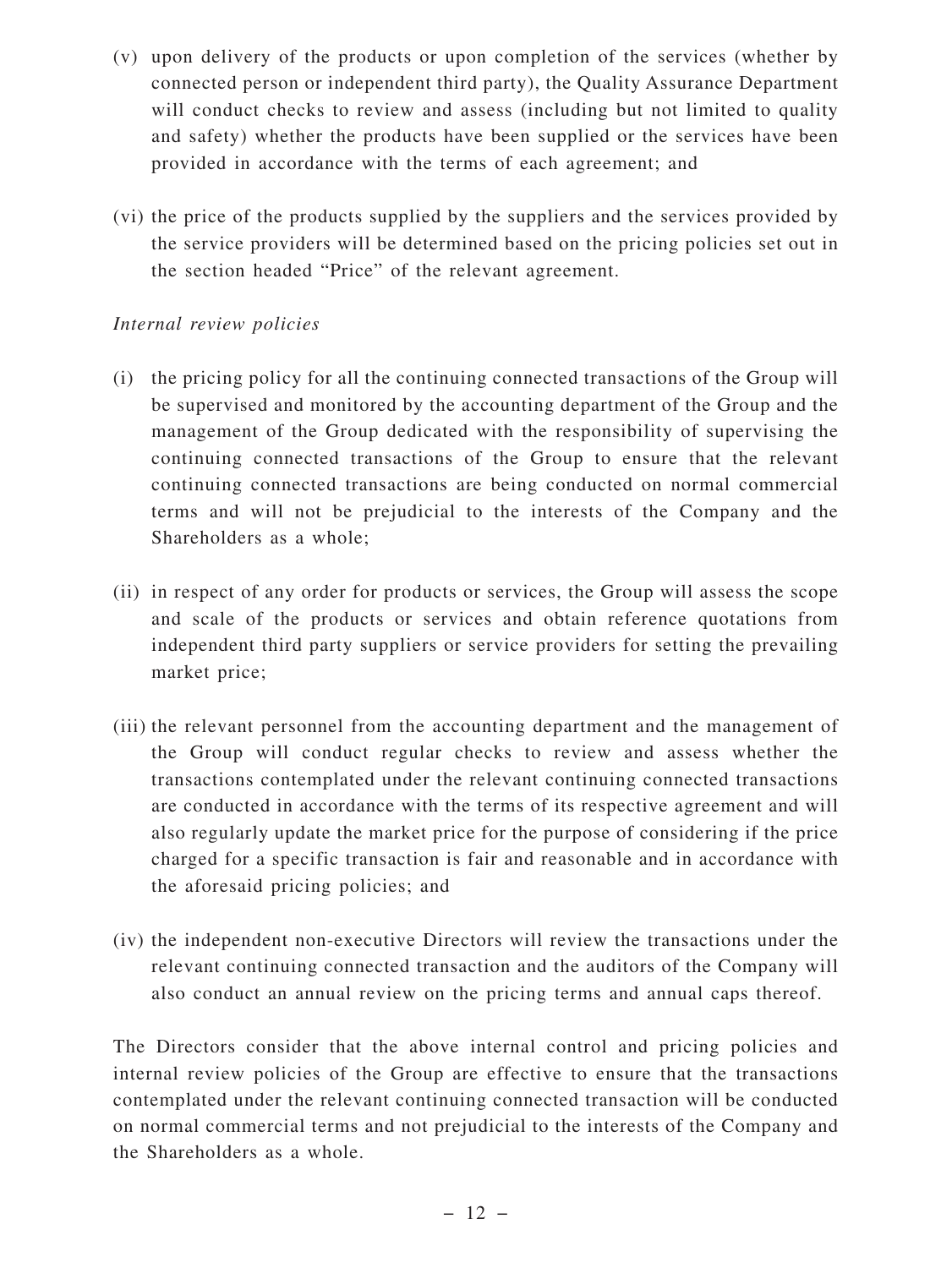(v) upon delivery of the products or upon completion of the services (whether by connected person or independent third party), the Quality Assurance Department will conduct checks to review and assess (including but not limited to quality and safety) whether the products have been supplied or the services have been provided in accordance with the terms of each agreement; and

(vi) the price of the products supplied by the suppliers and the services provided by the service providers will be determined based on the pricing policies set out in the section headed "Price" of the relevant agreement.

*Internal review policies*

(i) the pricing policy for all the continuing connected transactions of the Group will be supervised and monitored by the accounting department of the Group and the management of the Group dedicated with the responsibility of supervising the continuing connected transactions of the Group to ensure that the relevant continuing connected transactions are being conducted on normal commercial terms and will not be prejudicial to the interests of the Company and the Shareholders as a whole;

(ii) in respect of any order for products or services, the Group will assess the scope and scale of the products or services and obtain reference quotations from independent third party suppliers or service providers for setting the prevailing market price;

(iii) the relevant personnel from the accounting department and the management of the Group will conduct regular checks to review and assess whether the transactions contemplated under the relevant continuing connected transactions are conducted in accordance with the terms of its respective agreement and will also regularly update the market price for the purpose of considering if the price charged for a specific transaction is fair and reasonable and in accordance with the aforesaid pricing policies; and

(iv) the independent non-executive Directors will review the transactions under the relevant continuing connected transaction and the auditors of the Company will also conduct an annual review on the pricing terms and annual caps thereof.

The Directors consider that the above internal control and pricing policies and internal review policies of the Group are effective to ensure that the transactions contemplated under the relevant continuing connected transaction will be conducted on normal commercial terms and not prejudicial to the interests of the Company and the Shareholders as a whole.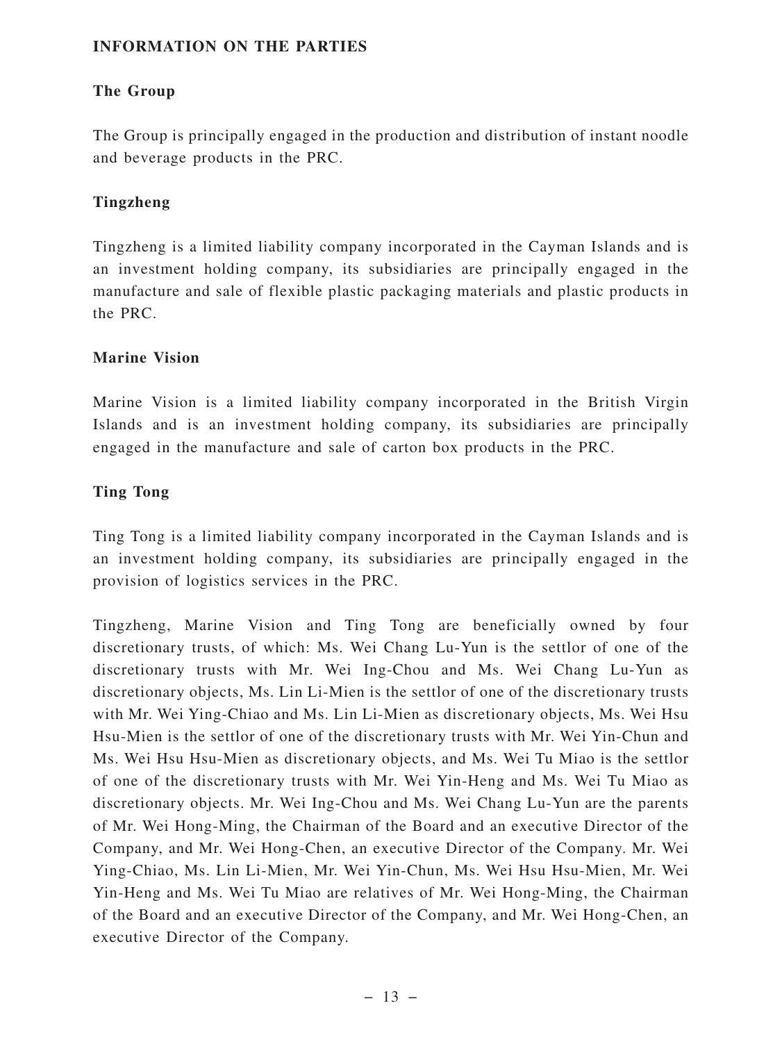## INFORMATION ON THE PARTIES

### The Group

The Group is principally engaged in the production and distribution of instant noodle and beverage products in the PRC.

### Tingzheng

Tingzheng is a limited liability company incorporated in the Cayman Islands and is an investment holding company, its subsidiaries are principally engaged in the manufacture and sale of flexible plastic packaging materials and plastic products in the PRC.

### Marine Vision

Marine Vision is a limited liability company incorporated in the British Virgin Islands and is an investment holding company, its subsidiaries are principally engaged in the manufacture and sale of carton box products in the PRC.

### Ting Tong

Ting Tong is a limited liability company incorporated in the Cayman Islands and is an investment holding company, its subsidiaries are principally engaged in the provision of logistics services in the PRC.

Tingzheng, Marine Vision and Ting Tong are beneficially owned by four discretionary trusts, of which: Ms. Wei Chang Lu-Yun is the settlor of one of the discretionary trusts with Mr. Wei Ing-Chou and Ms. Wei Chang Lu-Yun as discretionary objects, Ms. Lin Li-Mien is the settlor of one of the discretionary trusts with Mr. Wei Ying-Chiao and Ms. Lin Li-Mien as discretionary objects, Ms. Wei Hsu Hsu-Mien is the settlor of one of the discretionary trusts with Mr. Wei Yin-Chun and Ms. Wei Hsu Hsu-Mien as discretionary objects, and Ms. Wei Tu Miao is the settlor of one of the discretionary trusts with Mr. Wei Yin-Heng and Ms. Wei Tu Miao as discretionary objects. Mr. Wei Ing-Chou and Ms. Wei Chang Lu-Yun are the parents of Mr. Wei Hong-Ming, the Chairman of the Board and an executive Director of the Company, and Mr. Wei Hong-Chen, an executive Director of the Company. Mr. Wei Ying-Chiao, Ms. Lin Li-Mien, Mr. Wei Yin-Chun, Ms. Wei Hsu Hsu-Mien, Mr. Wei Yin-Heng and Ms. Wei Tu Miao are relatives of Mr. Wei Hong-Ming, the Chairman of the Board and an executive Director of the Company, and Mr. Wei Hong-Chen, an executive Director of the Company.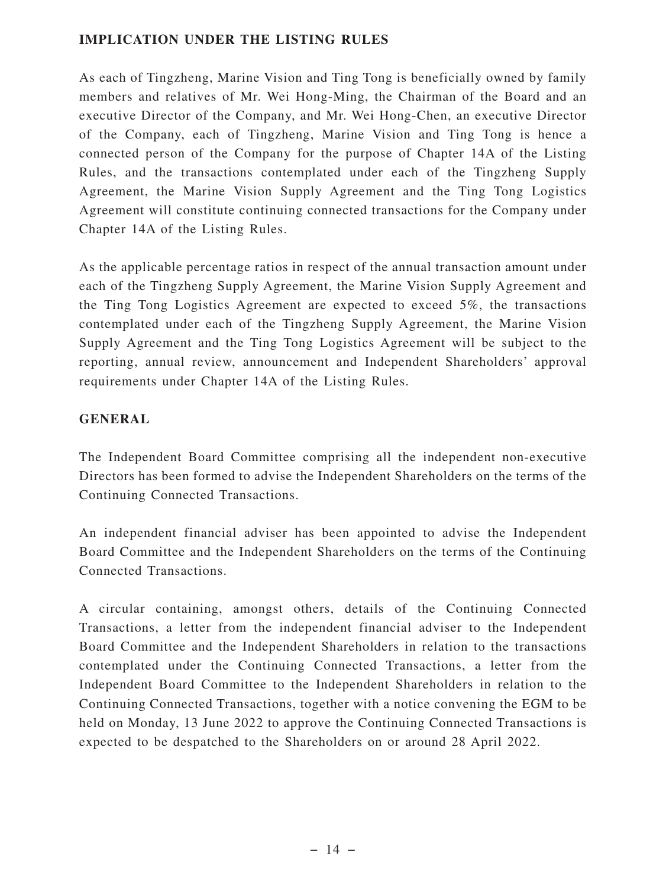## IMPLICATION UNDER THE LISTING RULES

As each of Tingzheng, Marine Vision and Ting Tong is beneficially owned by family members and relatives of Mr. Wei Hong-Ming, the Chairman of the Board and an executive Director of the Company, and Mr. Wei Hong-Chen, an executive Director of the Company, each of Tingzheng, Marine Vision and Ting Tong is hence a connected person of the Company for the purpose of Chapter 14A of the Listing Rules, and the transactions contemplated under each of the Tingzheng Supply Agreement, the Marine Vision Supply Agreement and the Ting Tong Logistics Agreement will constitute continuing connected transactions for the Company under Chapter 14A of the Listing Rules.

As the applicable percentage ratios in respect of the annual transaction amount under each of the Tingzheng Supply Agreement, the Marine Vision Supply Agreement and the Ting Tong Logistics Agreement are expected to exceed 5%, the transactions contemplated under each of the Tingzheng Supply Agreement, the Marine Vision Supply Agreement and the Ting Tong Logistics Agreement will be subject to the reporting, annual review, announcement and Independent Shareholders' approval requirements under Chapter 14A of the Listing Rules.

## GENERAL

The Independent Board Committee comprising all the independent non-executive Directors has been formed to advise the Independent Shareholders on the terms of the Continuing Connected Transactions.

An independent financial adviser has been appointed to advise the Independent Board Committee and the Independent Shareholders on the terms of the Continuing Connected Transactions.

A circular containing, amongst others, details of the Continuing Connected Transactions, a letter from the independent financial adviser to the Independent Board Committee and the Independent Shareholders in relation to the transactions contemplated under the Continuing Connected Transactions, a letter from the Independent Board Committee to the Independent Shareholders in relation to the Continuing Connected Transactions, together with a notice convening the EGM to be held on Monday, 13 June 2022 to approve the Continuing Connected Transactions is expected to be despatched to the Shareholders on or around 28 April 2022.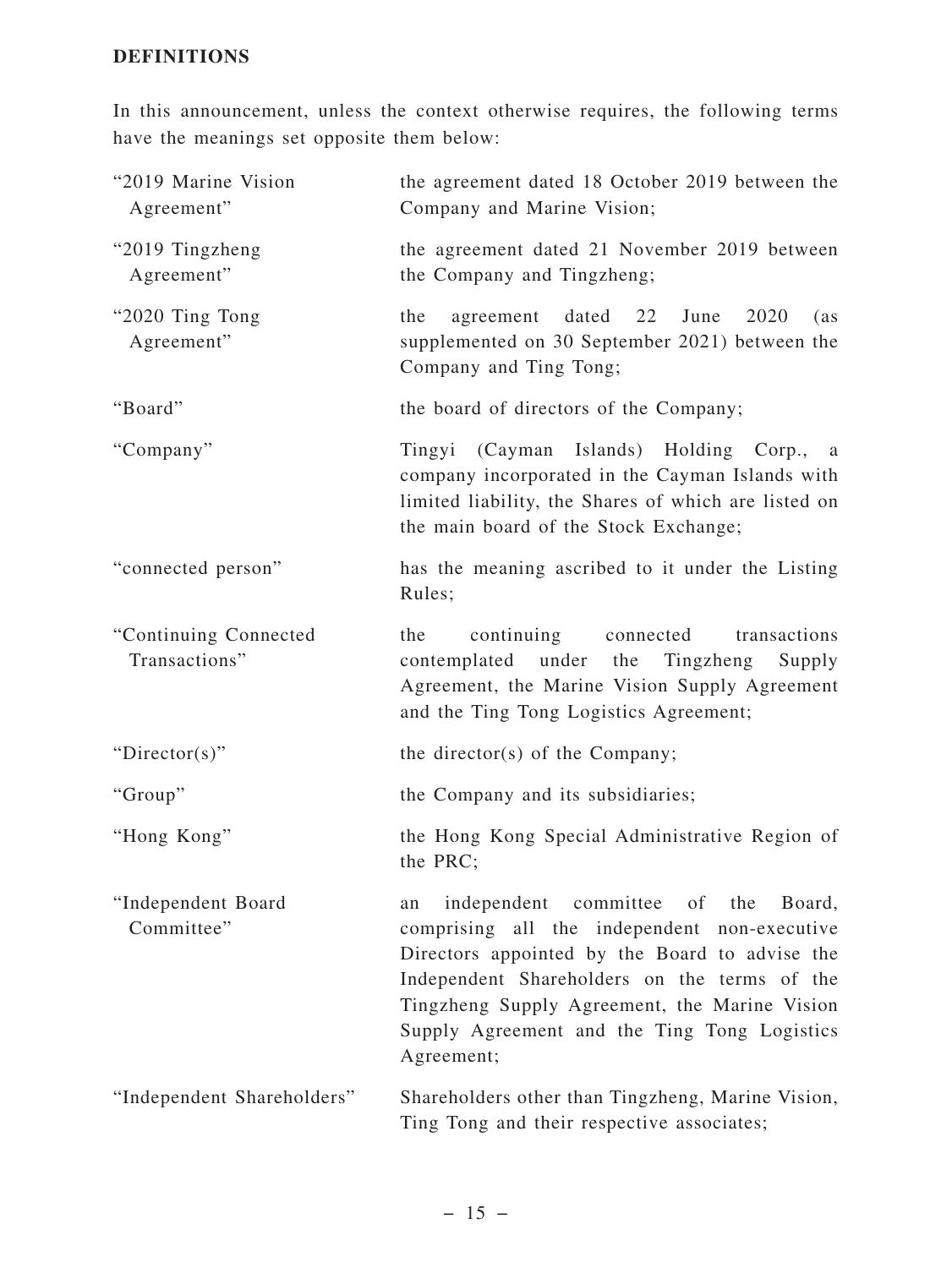## DEFINITIONS

In this announcement, unless the context otherwise requires, the following terms have the meanings set opposite them below:

| | |
|---|---|
| "2019 Marine Vision Agreement" | the agreement dated 18 October 2019 between the Company and Marine Vision; |
| "2019 Tingzheng Agreement" | the agreement dated 21 November 2019 between the Company and Tingzheng; |
| "2020 Ting Tong Agreement" | the agreement dated 22 June 2020 (as supplemented on 30 September 2021) between the Company and Ting Tong; |
| "Board" | the board of directors of the Company; |
| "Company" | Tingyi (Cayman Islands) Holding Corp., a company incorporated in the Cayman Islands with limited liability, the Shares of which are listed on the main board of the Stock Exchange; |
| "connected person" | has the meaning ascribed to it under the Listing Rules; |
| "Continuing Connected Transactions" | the continuing connected transactions contemplated under the Tingzheng Supply Agreement, the Marine Vision Supply Agreement and the Ting Tong Logistics Agreement; |
| "Director(s)" | the director(s) of the Company; |
| "Group" | the Company and its subsidiaries; |
| "Hong Kong" | the Hong Kong Special Administrative Region of the PRC; |
| "Independent Board Committee" | an independent committee of the Board, comprising all the independent non-executive Directors appointed by the Board to advise the Independent Shareholders on the terms of the Tingzheng Supply Agreement, the Marine Vision Supply Agreement and the Ting Tong Logistics Agreement; |
| "Independent Shareholders" | Shareholders other than Tingzheng, Marine Vision, Ting Tong and their respective associates; |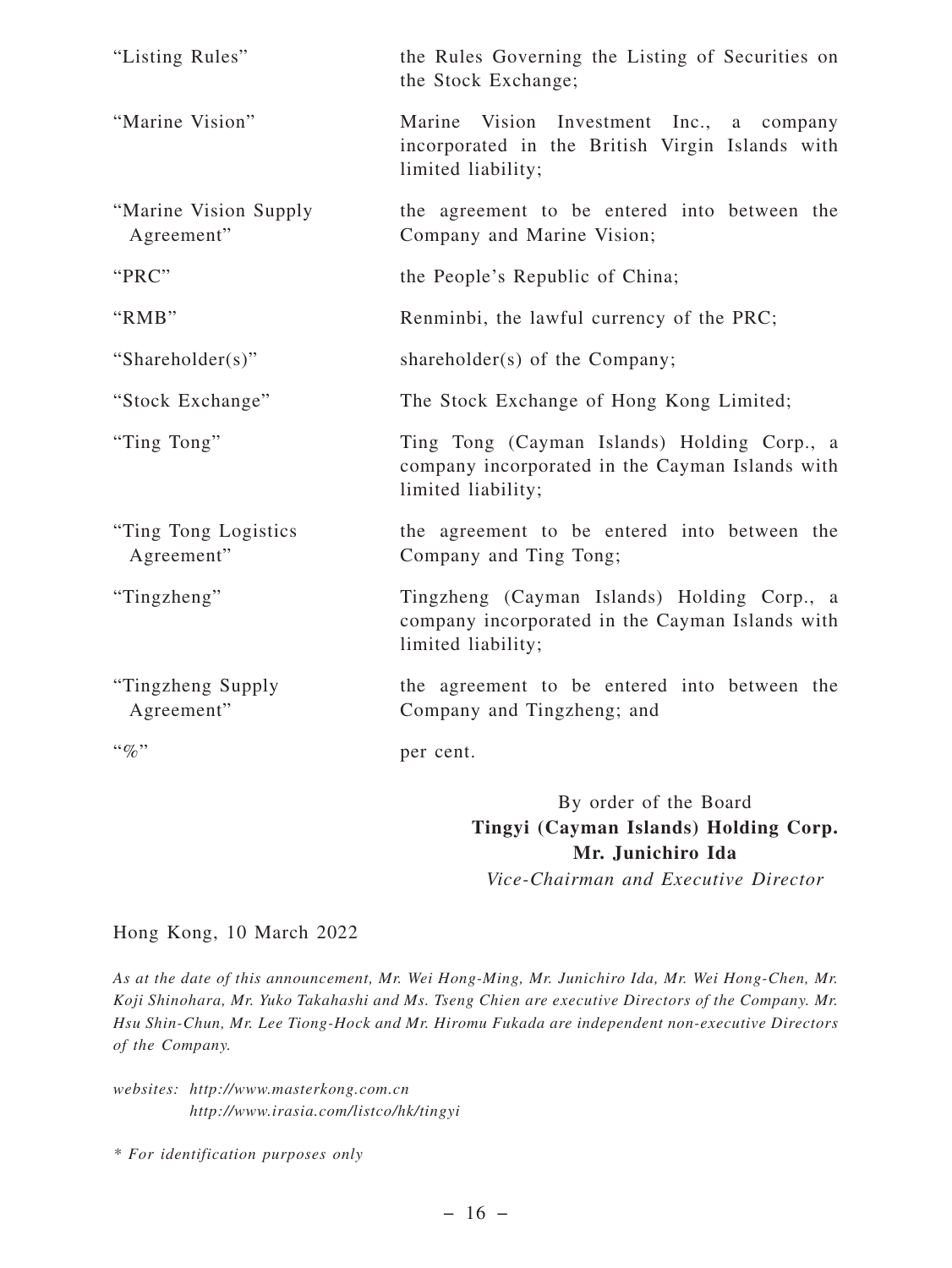| | |
|---|---|
| "Listing Rules" | the Rules Governing the Listing of Securities on the Stock Exchange; |
| "Marine Vision" | Marine Vision Investment Inc., a company incorporated in the British Virgin Islands with limited liability; |
| "Marine Vision Supply Agreement" | the agreement to be entered into between the Company and Marine Vision; |
| "PRC" | the People's Republic of China; |
| "RMB" | Renminbi, the lawful currency of the PRC; |
| "Shareholder(s)" | shareholder(s) of the Company; |
| "Stock Exchange" | The Stock Exchange of Hong Kong Limited; |
| "Ting Tong" | Ting Tong (Cayman Islands) Holding Corp., a company incorporated in the Cayman Islands with limited liability; |
| "Ting Tong Logistics Agreement" | the agreement to be entered into between the Company and Ting Tong; |
| "Tingzheng" | Tingzheng (Cayman Islands) Holding Corp., a company incorporated in the Cayman Islands with limited liability; |
| "Tingzheng Supply Agreement" | the agreement to be entered into between the Company and Tingzheng; and |
| "%" | per cent. |

By order of the Board
**Tingyi (Cayman Islands) Holding Corp.**
**Mr. Junichiro Ida**
*Vice-Chairman and Executive Director*

Hong Kong, 10 March 2022

*As at the date of this announcement, Mr. Wei Hong-Ming, Mr. Junichiro Ida, Mr. Wei Hong-Chen, Mr. Koji Shinohara, Mr. Yuko Takahashi and Ms. Tseng Chien are executive Directors of the Company. Mr. Hsu Shin-Chun, Mr. Lee Tiong-Hock and Mr. Hiromu Fukada are independent non-executive Directors of the Company.*

*websites: http://www.masterkong.com.cn*
*http://www.irasia.com/listco/hk/tingyi*

** For identification purposes only*